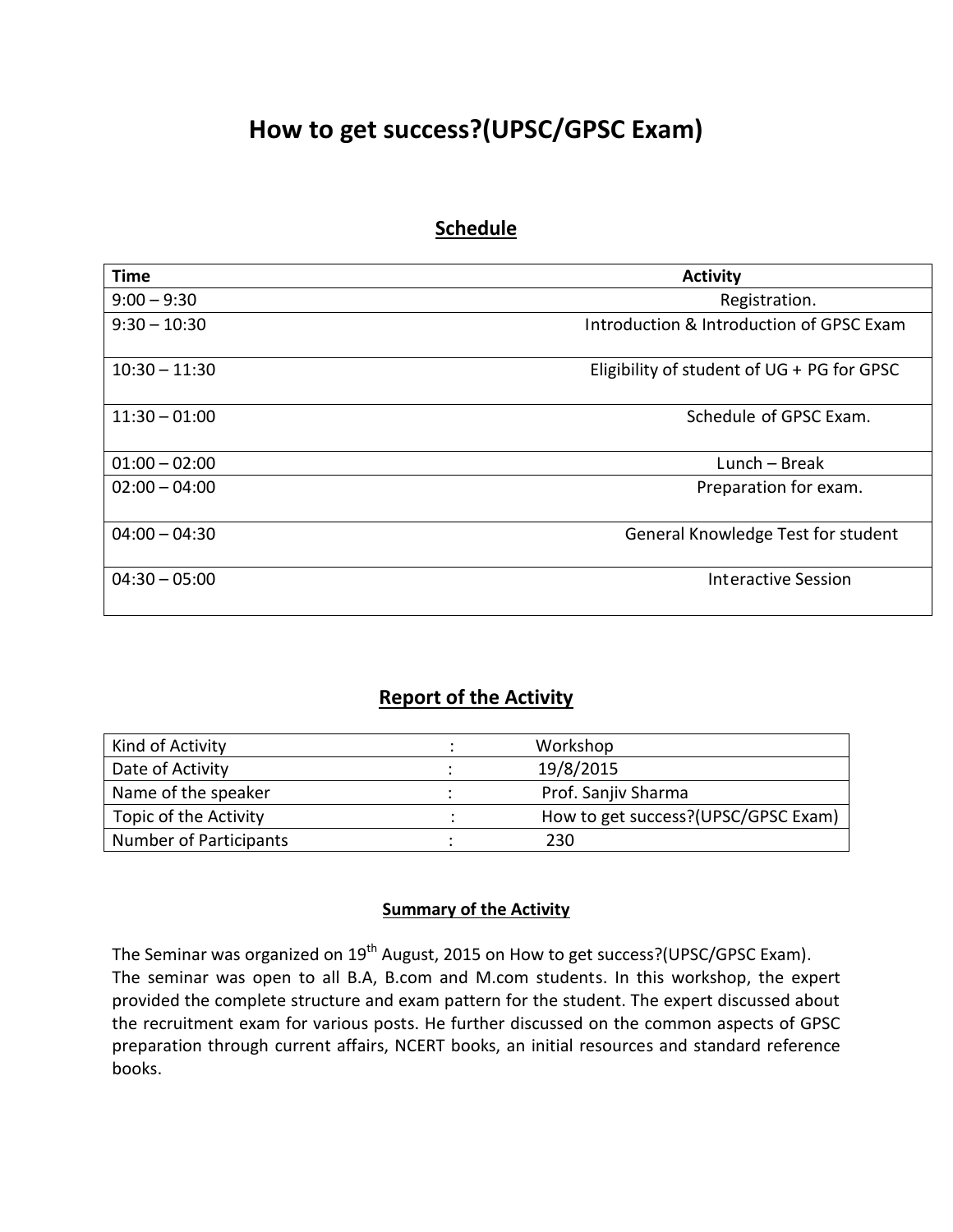# How to get success?(UPSC/GPSC Exam)

## Schedule

| Time | Activity |
|---|---|
| 9:00 – 9:30 | Registration. |
| 9:30 – 10:30 | Introduction & Introduction of GPSC Exam |
| 10:30 – 11:30 | Eligibility of student of UG + PG for GPSC |
| 11:30 – 01:00 | Schedule of GPSC Exam. |
| 01:00 – 02:00 | Lunch – Break |
| 02:00 – 04:00 | Preparation for exam. |
| 04:00 – 04:30 | General Knowledge Test for student |
| 04:30 – 05:00 | Interactive Session |

## Report of the Activity

| | | |
|---|---|---|
| Kind of Activity | : | Workshop |
| Date of Activity | : | 19/8/2015 |
| Name of the speaker | : | Prof. Sanjiv Sharma |
| Topic of the Activity | : | How to get success?(UPSC/GPSC Exam) |
| Number of Participants | : | 230 |

### Summary of the Activity

The Seminar was organized on 19th August, 2015 on How to get success?(UPSC/GPSC Exam). The seminar was open to all B.A, B.com and M.com students. In this workshop, the expert provided the complete structure and exam pattern for the student. The expert discussed about the recruitment exam for various posts. He further discussed on the common aspects of GPSC preparation through current affairs, NCERT books, an initial resources and standard reference books.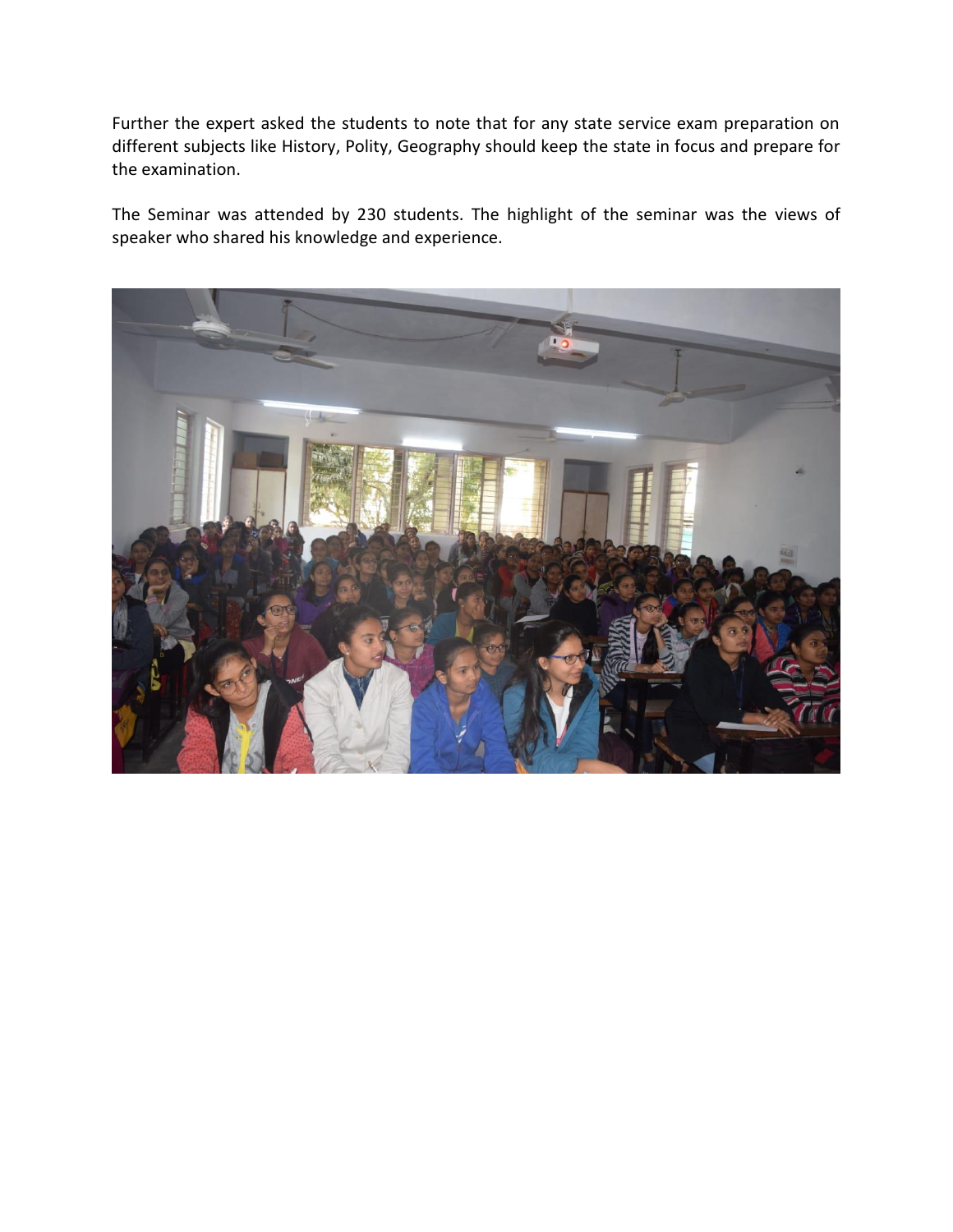Further the expert asked the students to note that for any state service exam preparation on different subjects like History, Polity, Geography should keep the state in focus and prepare for the examination.

The Seminar was attended by 230 students. The highlight of the seminar was the views of speaker who shared his knowledge and experience.